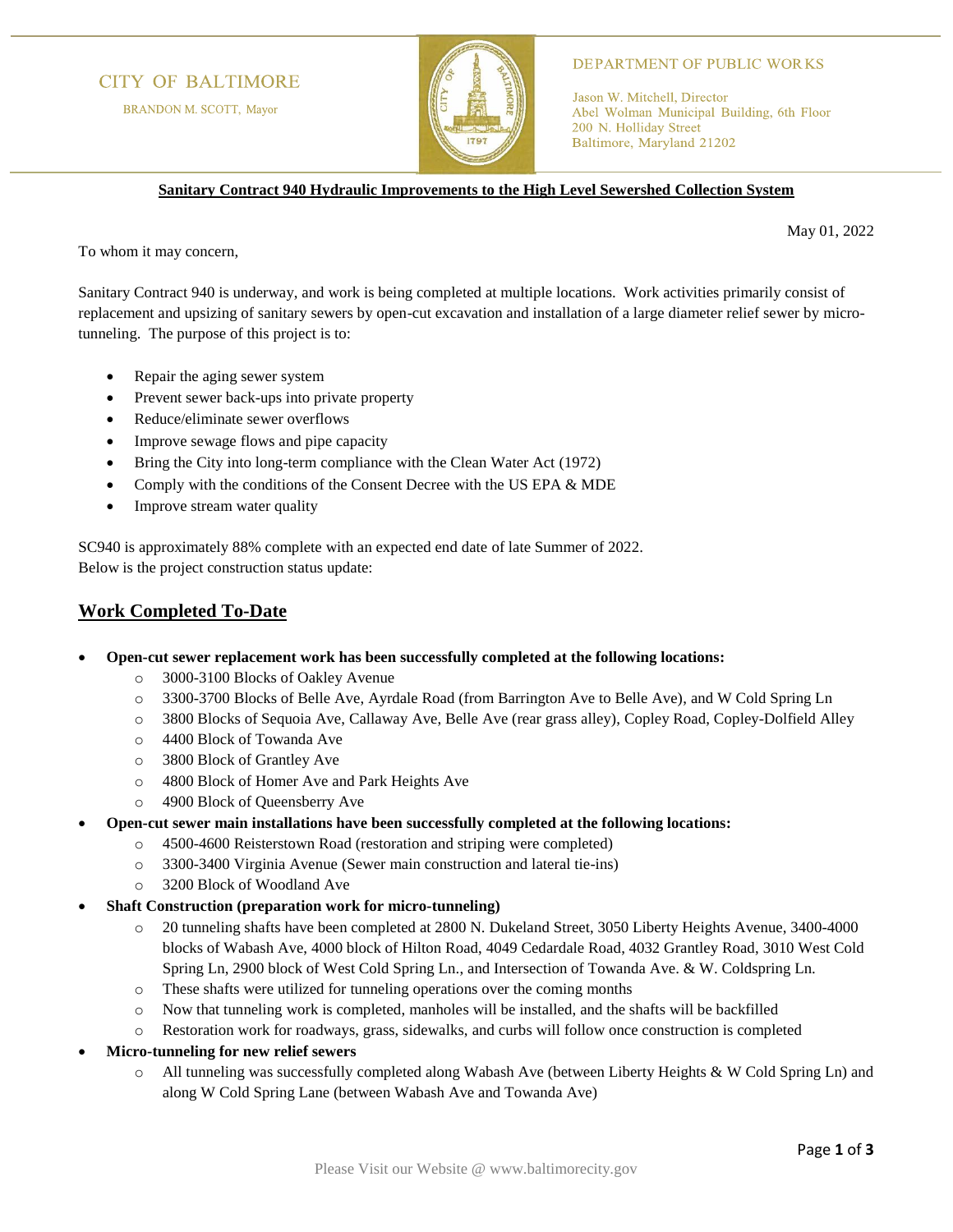CITY OF BALTIMORE

BRANDON M. SCOTT, Mayor

DEPARTMENT OF PUBLIC WORKS

Jason W. Mitchell, Director
Abel Wolman Municipal Building, 6th Floor
200 N. Holliday Street
Baltimore, Maryland 21202

**Sanitary Contract 940 Hydraulic Improvements to the High Level Sewershed Collection System**

May 01, 2022

To whom it may concern,

Sanitary Contract 940 is underway, and work is being completed at multiple locations. Work activities primarily consist of replacement and upsizing of sanitary sewers by open-cut excavation and installation of a large diameter relief sewer by micro-tunneling. The purpose of this project is to:

- Repair the aging sewer system
- Prevent sewer back-ups into private property
- Reduce/eliminate sewer overflows
- Improve sewage flows and pipe capacity
- Bring the City into long-term compliance with the Clean Water Act (1972)
- Comply with the conditions of the Consent Decree with the US EPA & MDE
- Improve stream water quality

SC940 is approximately 88% complete with an expected end date of late Summer of 2022.
Below is the project construction status update:

## Work Completed To-Date

- **Open-cut sewer replacement work has been successfully completed at the following locations:**
  - 3000-3100 Blocks of Oakley Avenue
  - 3300-3700 Blocks of Belle Ave, Ayrdale Road (from Barrington Ave to Belle Ave), and W Cold Spring Ln
  - 3800 Blocks of Sequoia Ave, Callaway Ave, Belle Ave (rear grass alley), Copley Road, Copley-Dolfield Alley
  - 4400 Block of Towanda Ave
  - 3800 Block of Grantley Ave
  - 4800 Block of Homer Ave and Park Heights Ave
  - 4900 Block of Queensberry Ave
- **Open-cut sewer main installations have been successfully completed at the following locations:**
  - 4500-4600 Reisterstown Road (restoration and striping were completed)
  - 3300-3400 Virginia Avenue (Sewer main construction and lateral tie-ins)
  - 3200 Block of Woodland Ave
- **Shaft Construction (preparation work for micro-tunneling)**
  - 20 tunneling shafts have been completed at 2800 N. Dukeland Street, 3050 Liberty Heights Avenue, 3400-4000 blocks of Wabash Ave, 4000 block of Hilton Road, 4049 Cedardale Road, 4032 Grantley Road, 3010 West Cold Spring Ln, 2900 block of West Cold Spring Ln., and Intersection of Towanda Ave. & W. Coldspring Ln.
  - These shafts were utilized for tunneling operations over the coming months
  - Now that tunneling work is completed, manholes will be installed, and the shafts will be backfilled
  - Restoration work for roadways, grass, sidewalks, and curbs will follow once construction is completed
- **Micro-tunneling for new relief sewers**
  - All tunneling was successfully completed along Wabash Ave (between Liberty Heights & W Cold Spring Ln) and along W Cold Spring Lane (between Wabash Ave and Towanda Ave)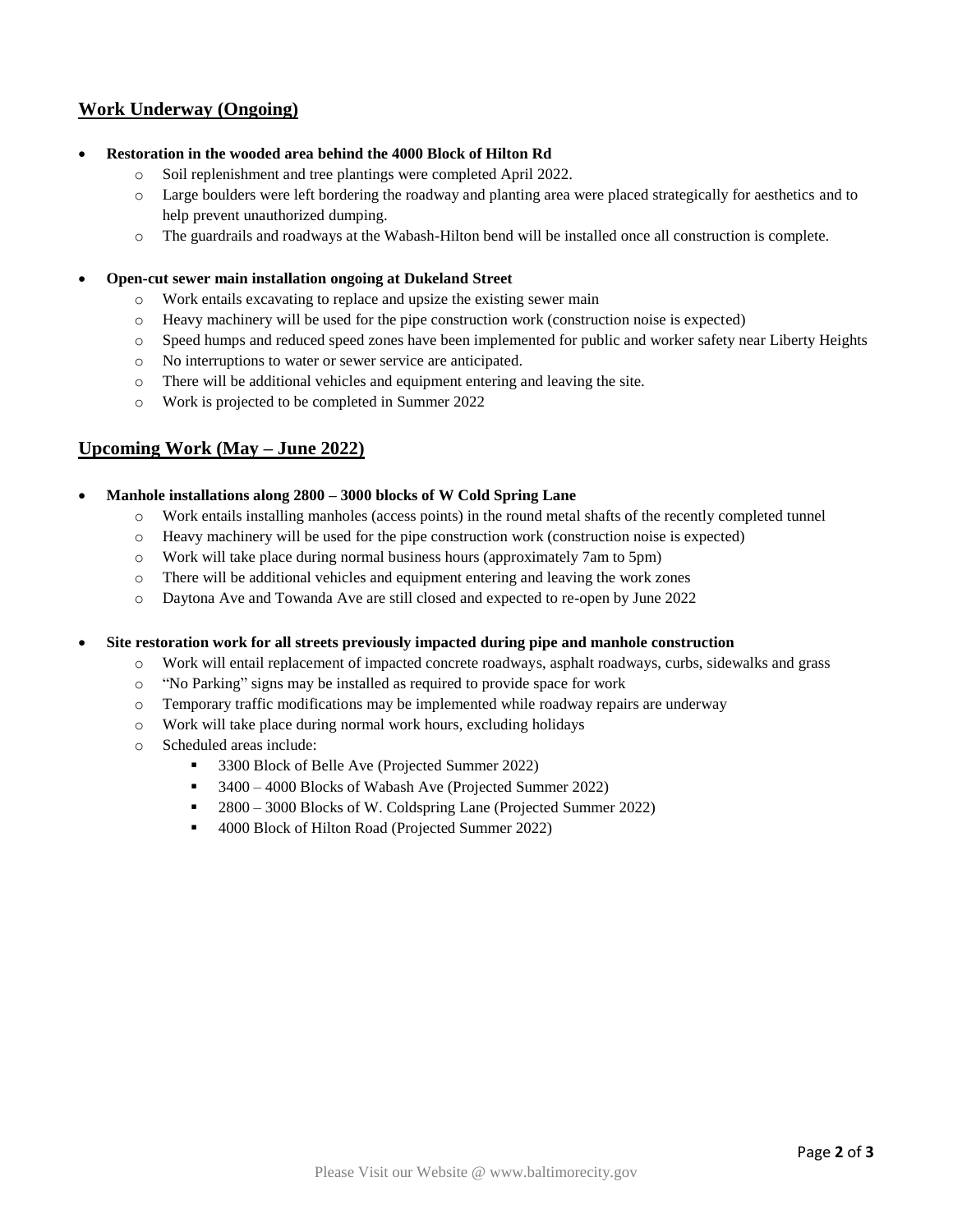## Work Underway (Ongoing)

- **Restoration in the wooded area behind the 4000 Block of Hilton Rd**
  - Soil replenishment and tree plantings were completed April 2022.
  - Large boulders were left bordering the roadway and planting area were placed strategically for aesthetics and to help prevent unauthorized dumping.
  - The guardrails and roadways at the Wabash-Hilton bend will be installed once all construction is complete.

- **Open-cut sewer main installation ongoing at Dukeland Street**
  - Work entails excavating to replace and upsize the existing sewer main
  - Heavy machinery will be used for the pipe construction work (construction noise is expected)
  - Speed humps and reduced speed zones have been implemented for public and worker safety near Liberty Heights
  - No interruptions to water or sewer service are anticipated.
  - There will be additional vehicles and equipment entering and leaving the site.
  - Work is projected to be completed in Summer 2022

## Upcoming Work (May – June 2022)

- **Manhole installations along 2800 – 3000 blocks of W Cold Spring Lane**
  - Work entails installing manholes (access points) in the round metal shafts of the recently completed tunnel
  - Heavy machinery will be used for the pipe construction work (construction noise is expected)
  - Work will take place during normal business hours (approximately 7am to 5pm)
  - There will be additional vehicles and equipment entering and leaving the work zones
  - Daytona Ave and Towanda Ave are still closed and expected to re-open by June 2022

- **Site restoration work for all streets previously impacted during pipe and manhole construction**
  - Work will entail replacement of impacted concrete roadways, asphalt roadways, curbs, sidewalks and grass
  - "No Parking" signs may be installed as required to provide space for work
  - Temporary traffic modifications may be implemented while roadway repairs are underway
  - Work will take place during normal work hours, excluding holidays
  - Scheduled areas include:
    - 3300 Block of Belle Ave (Projected Summer 2022)
    - 3400 – 4000 Blocks of Wabash Ave (Projected Summer 2022)
    - 2800 – 3000 Blocks of W. Coldspring Lane (Projected Summer 2022)
    - 4000 Block of Hilton Road (Projected Summer 2022)

Please Visit our Website @ www.baltimorecity.gov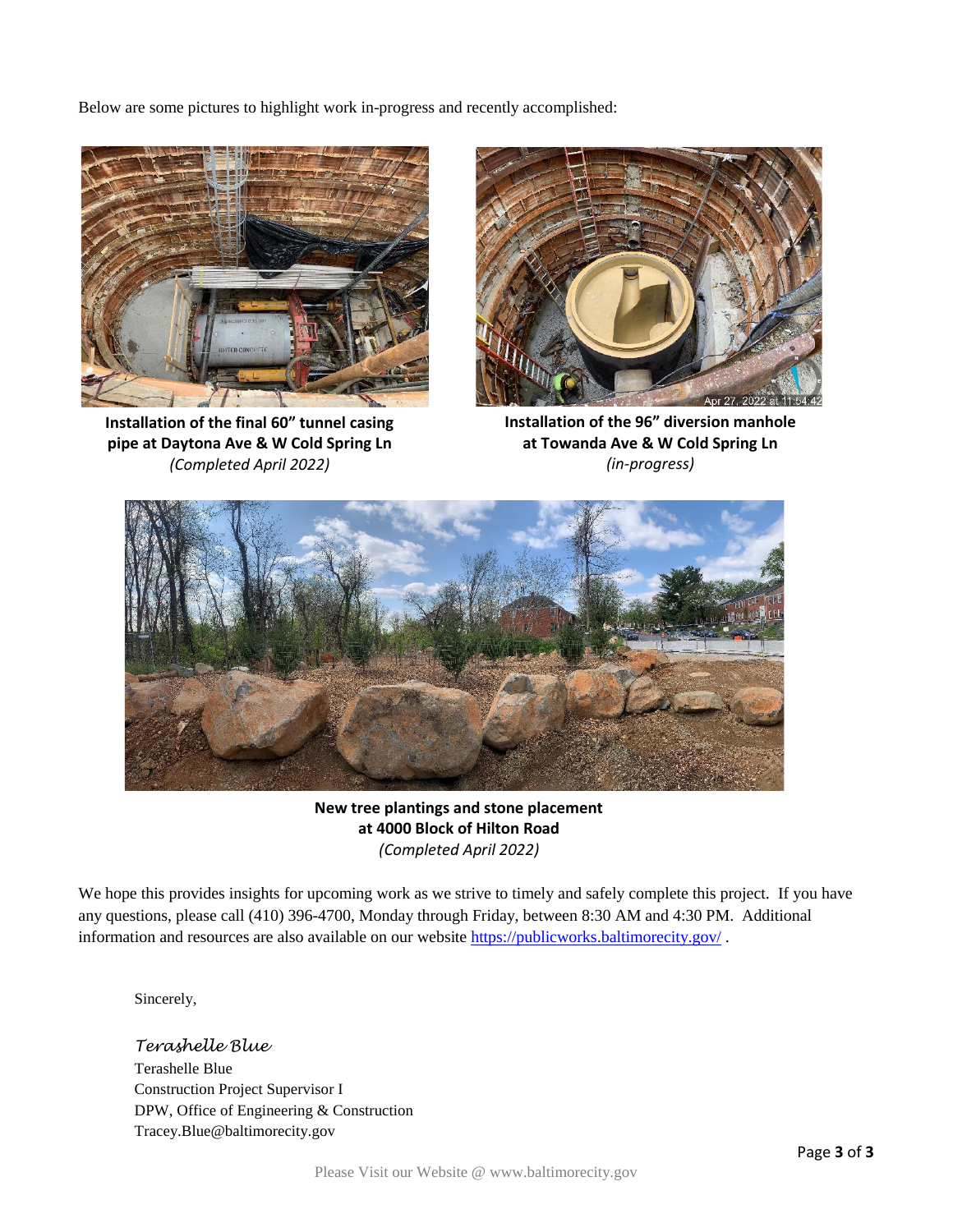Below are some pictures to highlight work in-progress and recently accomplished:

**Installation of the final 60" tunnel casing pipe at Daytona Ave & W Cold Spring Ln**
*(Completed April 2022)*

**Installation of the 96" diversion manhole at Towanda Ave & W Cold Spring Ln**
*(in-progress)*

**New tree plantings and stone placement at 4000 Block of Hilton Road**
*(Completed April 2022)*

We hope this provides insights for upcoming work as we strive to timely and safely complete this project. If you have any questions, please call (410) 396-4700, Monday through Friday, between 8:30 AM and 4:30 PM. Additional information and resources are also available on our website https://publicworks.baltimorecity.gov/ .

Sincerely,

*Terashelle Blue*
Terashelle Blue
Construction Project Supervisor I
DPW, Office of Engineering & Construction
Tracey.Blue@baltimorecity.gov

Please Visit our Website @ www.baltimorecity.gov